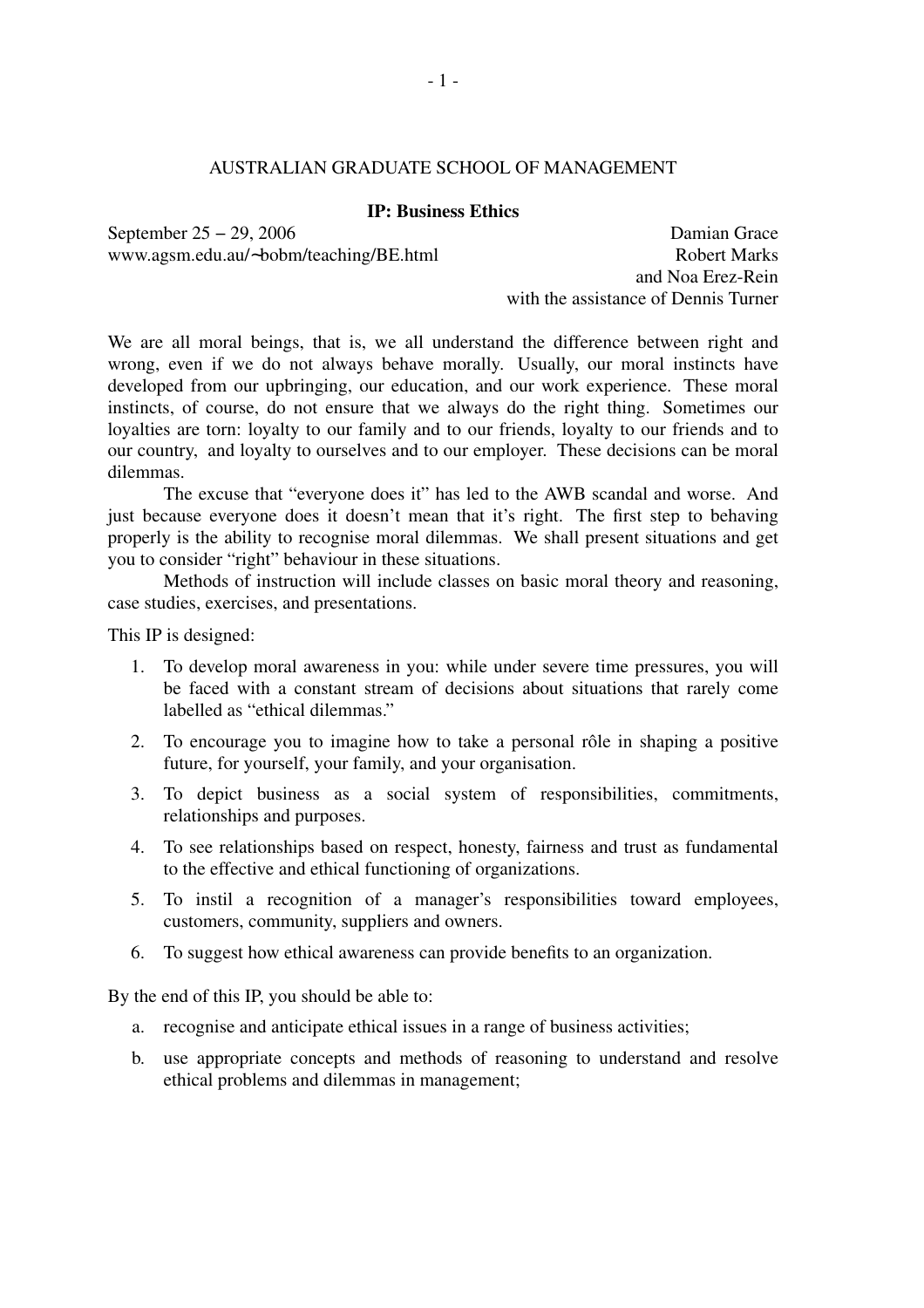# AUSTRALIAN GRADUATE SCHOOL OF MANAGEMENT

## IP: Business Ethics

September 25 – 29, 2006
www.agsm.edu.au/~bobm/teaching/BE.html

Damian Grace
Robert Marks
and Noa Erez-Rein
with the assistance of Dennis Turner

We are all moral beings, that is, we all understand the difference between right and wrong, even if we do not always behave morally. Usually, our moral instincts have developed from our upbringing, our education, and our work experience. These moral instincts, of course, do not ensure that we always do the right thing. Sometimes our loyalties are torn: loyalty to our family and to our friends, loyalty to our friends and to our country, and loyalty to ourselves and to our employer. These decisions can be moral dilemmas.

The excuse that "everyone does it" has led to the AWB scandal and worse. And just because everyone does it doesn't mean that it's right. The first step to behaving properly is the ability to recognise moral dilemmas. We shall present situations and get you to consider "right" behaviour in these situations.

Methods of instruction will include classes on basic moral theory and reasoning, case studies, exercises, and presentations.

This IP is designed:

1. To develop moral awareness in you: while under severe time pressures, you will be faced with a constant stream of decisions about situations that rarely come labelled as "ethical dilemmas."
2. To encourage you to imagine how to take a personal rôle in shaping a positive future, for yourself, your family, and your organisation.
3. To depict business as a social system of responsibilities, commitments, relationships and purposes.
4. To see relationships based on respect, honesty, fairness and trust as fundamental to the effective and ethical functioning of organizations.
5. To instil a recognition of a manager's responsibilities toward employees, customers, community, suppliers and owners.
6. To suggest how ethical awareness can provide benefits to an organization.

By the end of this IP, you should be able to:

a. recognise and anticipate ethical issues in a range of business activities;
b. use appropriate concepts and methods of reasoning to understand and resolve ethical problems and dilemmas in management;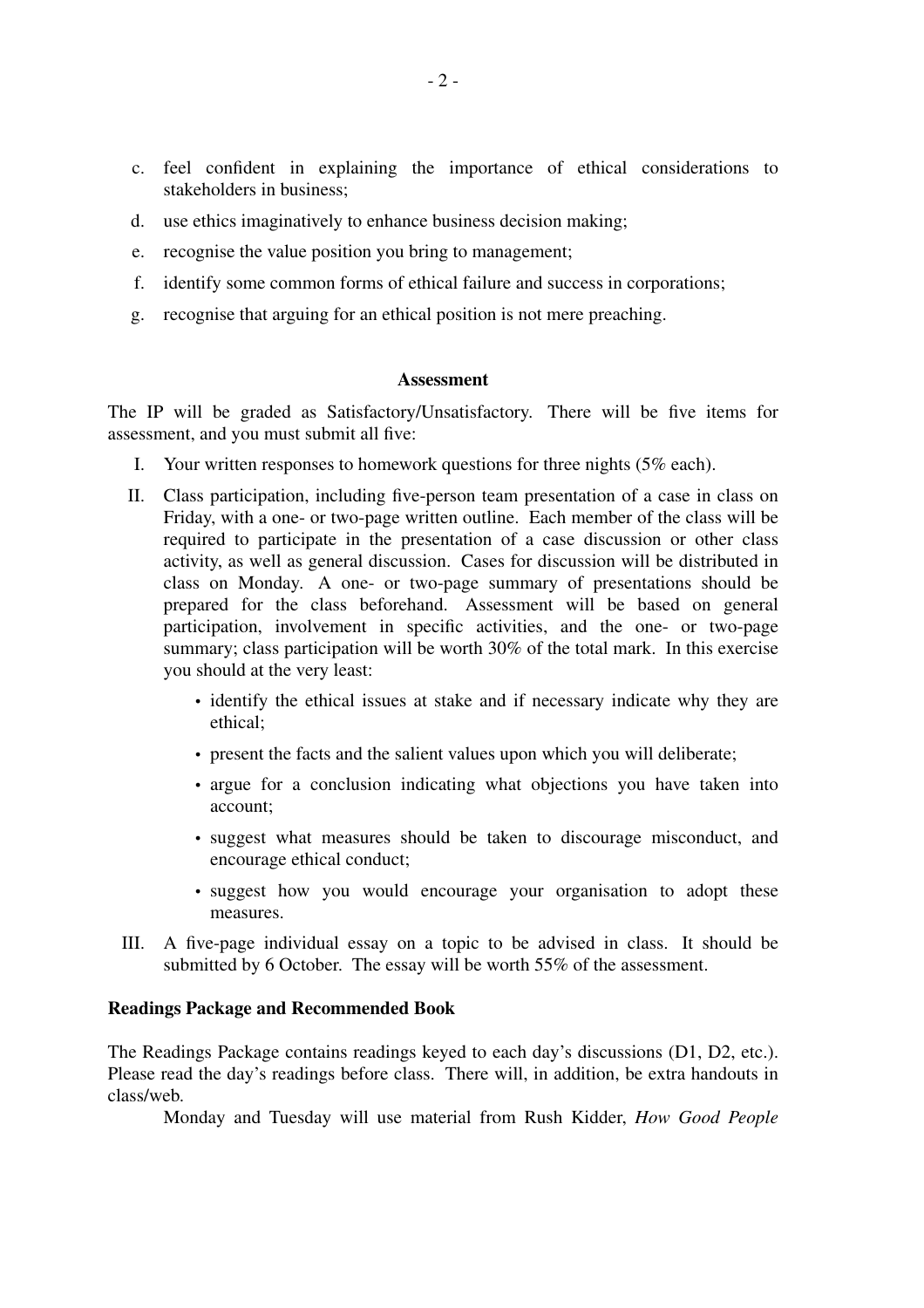c. feel confident in explaining the importance of ethical considerations to stakeholders in business;

d. use ethics imaginatively to enhance business decision making;

e. recognise the value position you bring to management;

f. identify some common forms of ethical failure and success in corporations;

g. recognise that arguing for an ethical position is not mere preaching.

### Assessment

The IP will be graded as Satisfactory/Unsatisfactory. There will be five items for assessment, and you must submit all five:

I. Your written responses to homework questions for three nights (5% each).

II. Class participation, including five-person team presentation of a case in class on Friday, with a one- or two-page written outline. Each member of the class will be required to participate in the presentation of a case discussion or other class activity, as well as general discussion. Cases for discussion will be distributed in class on Monday. A one- or two-page summary of presentations should be prepared for the class beforehand. Assessment will be based on general participation, involvement in specific activities, and the one- or two-page summary; class participation will be worth 30% of the total mark. In this exercise you should at the very least:

- identify the ethical issues at stake and if necessary indicate why they are ethical;
- present the facts and the salient values upon which you will deliberate;
- argue for a conclusion indicating what objections you have taken into account;
- suggest what measures should be taken to discourage misconduct, and encourage ethical conduct;
- suggest how you would encourage your organisation to adopt these measures.

III. A five-page individual essay on a topic to be advised in class. It should be submitted by 6 October. The essay will be worth 55% of the assessment.

### Readings Package and Recommended Book

The Readings Package contains readings keyed to each day's discussions (D1, D2, etc.). Please read the day's readings before class. There will, in addition, be extra handouts in class/web.

Monday and Tuesday will use material from Rush Kidder, *How Good People*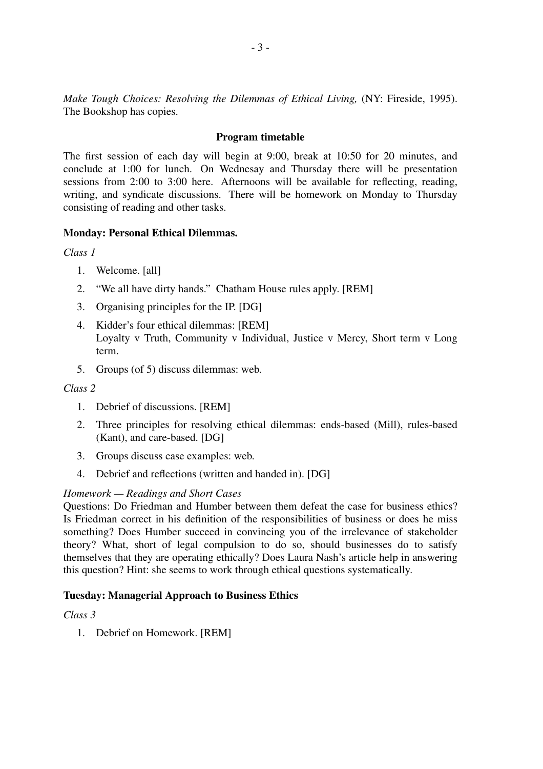*Make Tough Choices: Resolving the Dilemmas of Ethical Living,* (NY: Fireside, 1995). The Bookshop has copies.

**Program timetable**

The first session of each day will begin at 9:00, break at 10:50 for 20 minutes, and conclude at 1:00 for lunch. On Wednesay and Thursday there will be presentation sessions from 2:00 to 3:00 here. Afternoons will be available for reflecting, reading, writing, and syndicate discussions. There will be homework on Monday to Thursday consisting of reading and other tasks.

### Monday: Personal Ethical Dilemmas.

*Class 1*

1. Welcome. [all]
2. "We all have dirty hands." Chatham House rules apply. [REM]
3. Organising principles for the IP. [DG]
4. Kidder's four ethical dilemmas: [REM]
   Loyalty v Truth, Community v Individual, Justice v Mercy, Short term v Long term.
5. Groups (of 5) discuss dilemmas: web.

*Class 2*

1. Debrief of discussions. [REM]
2. Three principles for resolving ethical dilemmas: ends-based (Mill), rules-based (Kant), and care-based. [DG]
3. Groups discuss case examples: web.
4. Debrief and reflections (written and handed in). [DG]

*Homework — Readings and Short Cases*

Questions: Do Friedman and Humber between them defeat the case for business ethics? Is Friedman correct in his definition of the responsibilities of business or does he miss something? Does Humber succeed in convincing you of the irrelevance of stakeholder theory? What, short of legal compulsion to do so, should businesses do to satisfy themselves that they are operating ethically? Does Laura Nash's article help in answering this question? Hint: she seems to work through ethical questions systematically.

### Tuesday: Managerial Approach to Business Ethics

*Class 3*

1. Debrief on Homework. [REM]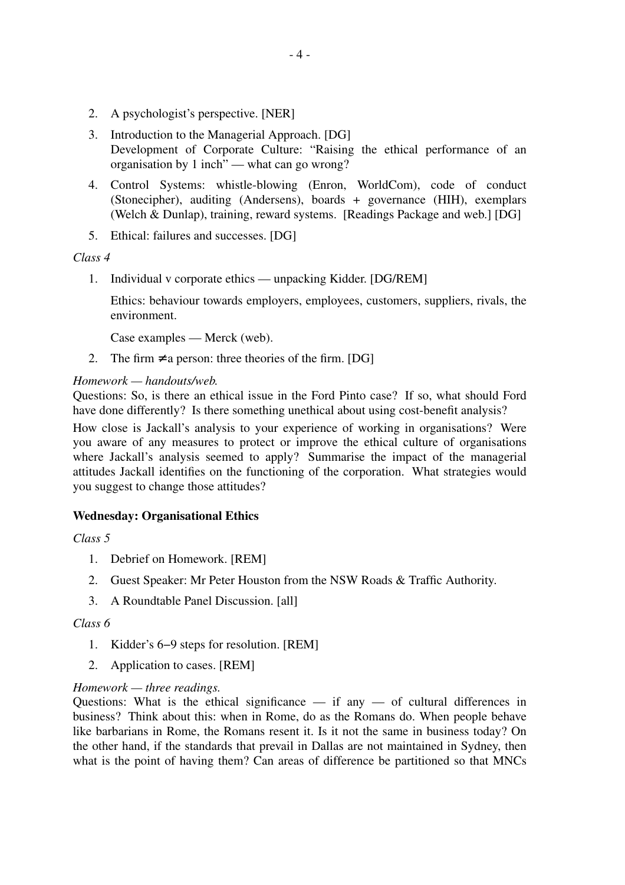2. A psychologist's perspective. [NER]
3. Introduction to the Managerial Approach. [DG]
   Development of Corporate Culture: "Raising the ethical performance of an organisation by 1 inch" — what can go wrong?
4. Control Systems: whistle-blowing (Enron, WorldCom), code of conduct (Stonecipher), auditing (Andersens), boards + governance (HIH), exemplars (Welch & Dunlap), training, reward systems. [Readings Package and web.] [DG]
5. Ethical: failures and successes. [DG]

*Class 4*

1. Individual v corporate ethics — unpacking Kidder. [DG/REM]

   Ethics: behaviour towards employers, employees, customers, suppliers, rivals, the environment.

   Case examples — Merck (web).

2. The firm ≠ a person: three theories of the firm. [DG]

*Homework — handouts/web.*
Questions: So, is there an ethical issue in the Ford Pinto case? If so, what should Ford have done differently? Is there something unethical about using cost-benefit analysis?

How close is Jackall's analysis to your experience of working in organisations? Were you aware of any measures to protect or improve the ethical culture of organisations where Jackall's analysis seemed to apply? Summarise the impact of the managerial attitudes Jackall identifies on the functioning of the corporation. What strategies would you suggest to change those attitudes?

**Wednesday: Organisational Ethics**

*Class 5*

1. Debrief on Homework. [REM]
2. Guest Speaker: Mr Peter Houston from the NSW Roads & Traffic Authority.
3. A Roundtable Panel Discussion. [all]

*Class 6*

1. Kidder's 6−9 steps for resolution. [REM]
2. Application to cases. [REM]

*Homework — three readings.*
Questions: What is the ethical significance — if any — of cultural differences in business? Think about this: when in Rome, do as the Romans do. When people behave like barbarians in Rome, the Romans resent it. Is it not the same in business today? On the other hand, if the standards that prevail in Dallas are not maintained in Sydney, then what is the point of having them? Can areas of difference be partitioned so that MNCs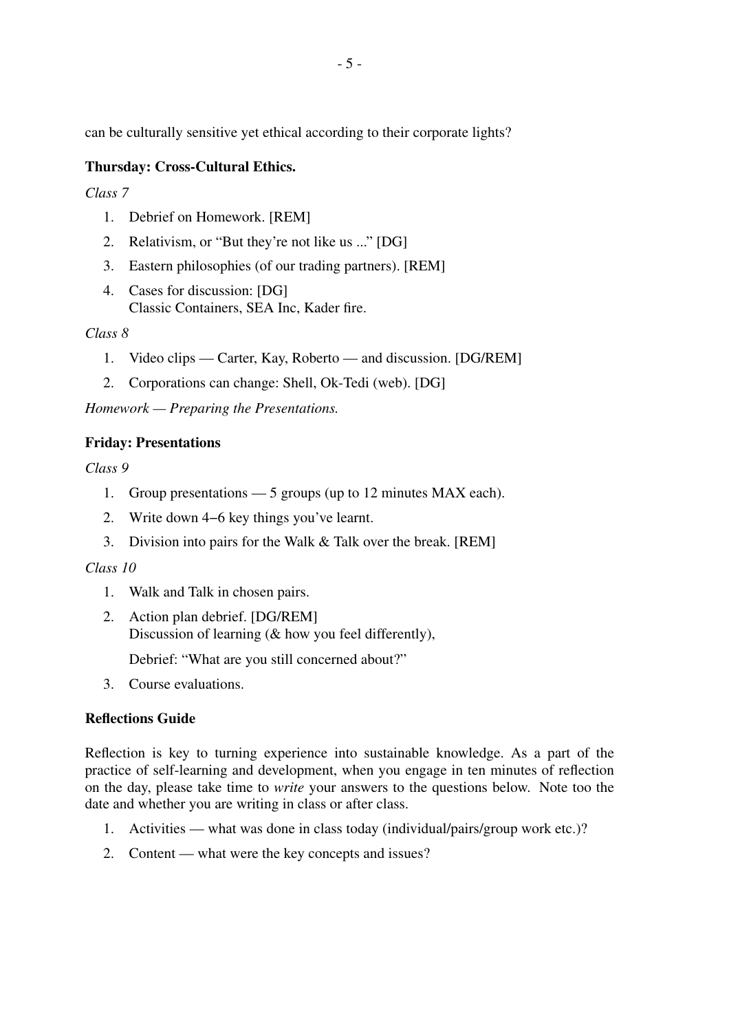can be culturally sensitive yet ethical according to their corporate lights?

### Thursday: Cross-Cultural Ethics.

*Class 7*

1. Debrief on Homework. [REM]
2. Relativism, or "But they're not like us ..." [DG]
3. Eastern philosophies (of our trading partners). [REM]
4. Cases for discussion: [DG]
   Classic Containers, SEA Inc, Kader fire.

*Class 8*

1. Video clips — Carter, Kay, Roberto — and discussion. [DG/REM]
2. Corporations can change: Shell, Ok-Tedi (web). [DG]

*Homework — Preparing the Presentations.*

### Friday: Presentations

*Class 9*

1. Group presentations — 5 groups (up to 12 minutes MAX each).
2. Write down 4–6 key things you've learnt.
3. Division into pairs for the Walk & Talk over the break. [REM]

*Class 10*

1. Walk and Talk in chosen pairs.
2. Action plan debrief. [DG/REM]
   Discussion of learning (& how you feel differently),

   Debrief: "What are you still concerned about?"
3. Course evaluations.

### Reflections Guide

Reflection is key to turning experience into sustainable knowledge. As a part of the practice of self-learning and development, when you engage in ten minutes of reflection on the day, please take time to *write* your answers to the questions below. Note too the date and whether you are writing in class or after class.

1. Activities — what was done in class today (individual/pairs/group work etc.)?
2. Content — what were the key concepts and issues?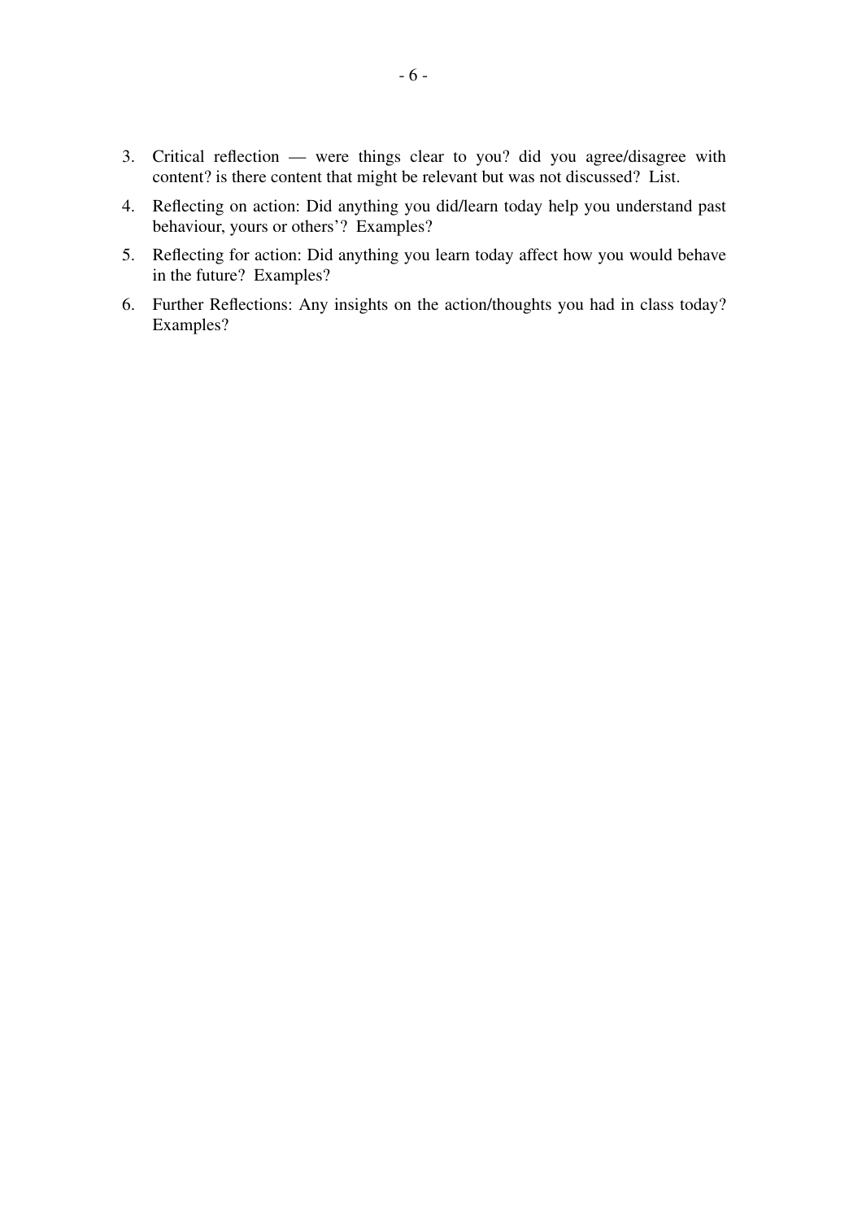3. Critical reflection — were things clear to you? did you agree/disagree with content? is there content that might be relevant but was not discussed? List.
4. Reflecting on action: Did anything you did/learn today help you understand past behaviour, yours or others'? Examples?
5. Reflecting for action: Did anything you learn today affect how you would behave in the future? Examples?
6. Further Reflections: Any insights on the action/thoughts you had in class today? Examples?